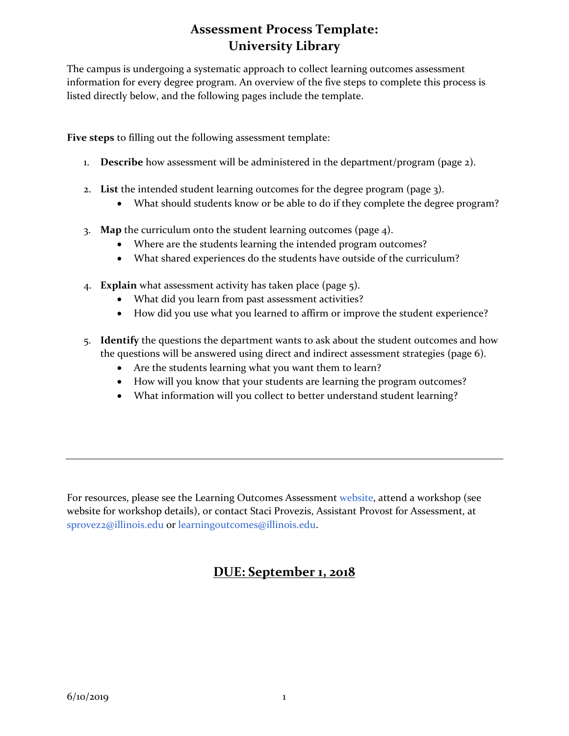# Assessment Process Template: University Library

The campus is undergoing a systematic approach to collect learning outcomes assessment information for every degree program. An overview of the five steps to complete this process is listed directly below, and the following pages include the template.

**Five steps** to filling out the following assessment template:

1. **Describe** how assessment will be administered in the department/program (page 2).
2. **List** the intended student learning outcomes for the degree program (page 3).
   - What should students know or be able to do if they complete the degree program?
3. **Map** the curriculum onto the student learning outcomes (page 4).
   - Where are the students learning the intended program outcomes?
   - What shared experiences do the students have outside of the curriculum?
4. **Explain** what assessment activity has taken place (page 5).
   - What did you learn from past assessment activities?
   - How did you use what you learned to affirm or improve the student experience?
5. **Identify** the questions the department wants to ask about the student outcomes and how the questions will be answered using direct and indirect assessment strategies (page 6).
   - Are the students learning what you want them to learn?
   - How will you know that your students are learning the program outcomes?
   - What information will you collect to better understand student learning?

---

For resources, please see the Learning Outcomes Assessment website, attend a workshop (see website for workshop details), or contact Staci Provezis, Assistant Provost for Assessment, at sprovez2@illinois.edu or learningoutcomes@illinois.edu.

## DUE: September 1, 2018

6/10/2019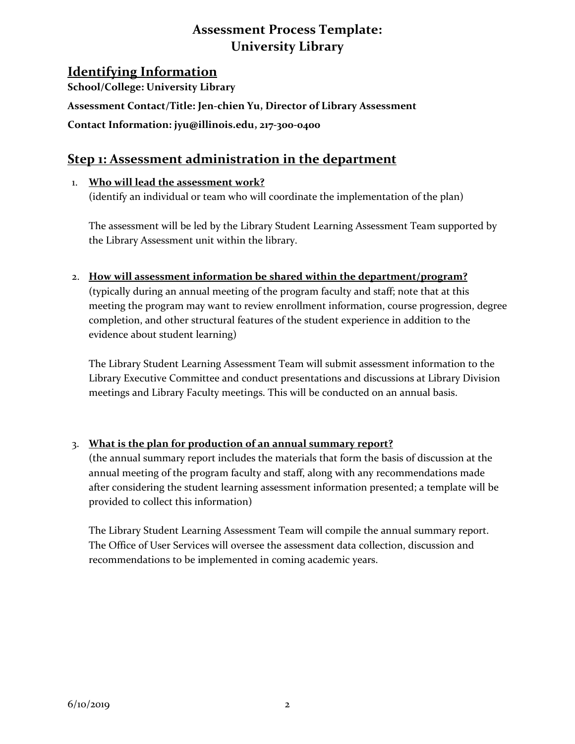# Assessment Process Template: University Library

## Identifying Information

**School/College: University Library**

**Assessment Contact/Title: Jen-chien Yu, Director of Library Assessment**

**Contact Information: jyu@illinois.edu, 217-300-0400**

## Step 1: Assessment administration in the department

1. **Who will lead the assessment work?**
   (identify an individual or team who will coordinate the implementation of the plan)

   The assessment will be led by the Library Student Learning Assessment Team supported by the Library Assessment unit within the library.

2. **How will assessment information be shared within the department/program?**
   (typically during an annual meeting of the program faculty and staff; note that at this meeting the program may want to review enrollment information, course progression, degree completion, and other structural features of the student experience in addition to the evidence about student learning)

   The Library Student Learning Assessment Team will submit assessment information to the Library Executive Committee and conduct presentations and discussions at Library Division meetings and Library Faculty meetings. This will be conducted on an annual basis.

3. **What is the plan for production of an annual summary report?**
   (the annual summary report includes the materials that form the basis of discussion at the annual meeting of the program faculty and staff, along with any recommendations made after considering the student learning assessment information presented; a template will be provided to collect this information)

   The Library Student Learning Assessment Team will compile the annual summary report. The Office of User Services will oversee the assessment data collection, discussion and recommendations to be implemented in coming academic years.

6/10/2019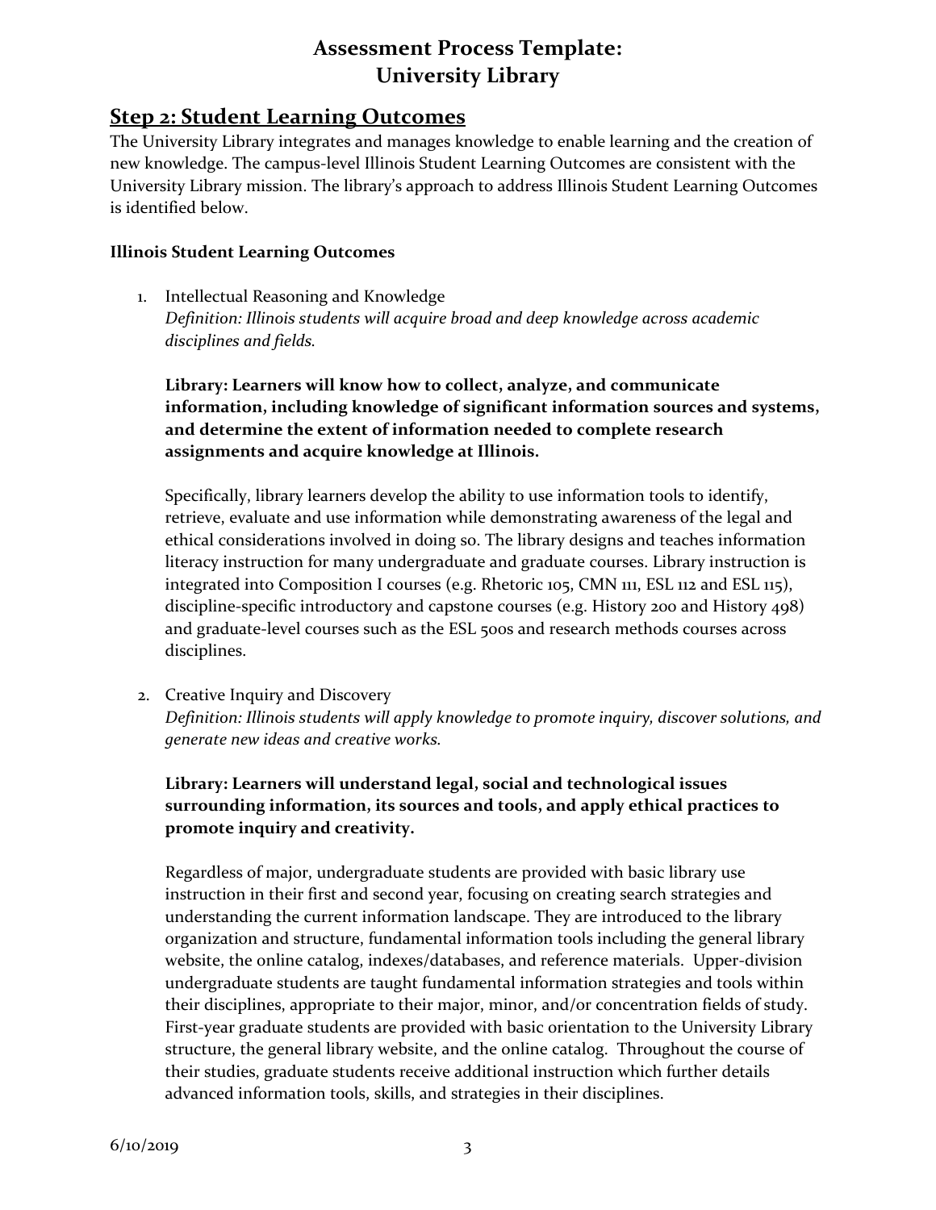# Assessment Process Template: University Library

## Step 2: Student Learning Outcomes

The University Library integrates and manages knowledge to enable learning and the creation of new knowledge. The campus-level Illinois Student Learning Outcomes are consistent with the University Library mission. The library's approach to address Illinois Student Learning Outcomes is identified below.

**Illinois Student Learning Outcomes**

1. Intellectual Reasoning and Knowledge
   *Definition: Illinois students will acquire broad and deep knowledge across academic disciplines and fields.*

   **Library: Learners will know how to collect, analyze, and communicate information, including knowledge of significant information sources and systems, and determine the extent of information needed to complete research assignments and acquire knowledge at Illinois.**

   Specifically, library learners develop the ability to use information tools to identify, retrieve, evaluate and use information while demonstrating awareness of the legal and ethical considerations involved in doing so. The library designs and teaches information literacy instruction for many undergraduate and graduate courses. Library instruction is integrated into Composition I courses (e.g. Rhetoric 105, CMN 111, ESL 112 and ESL 115), discipline-specific introductory and capstone courses (e.g. History 200 and History 498) and graduate-level courses such as the ESL 500s and research methods courses across disciplines.

2. Creative Inquiry and Discovery
   *Definition: Illinois students will apply knowledge to promote inquiry, discover solutions, and generate new ideas and creative works.*

   **Library: Learners will understand legal, social and technological issues surrounding information, its sources and tools, and apply ethical practices to promote inquiry and creativity.**

   Regardless of major, undergraduate students are provided with basic library use instruction in their first and second year, focusing on creating search strategies and understanding the current information landscape. They are introduced to the library organization and structure, fundamental information tools including the general library website, the online catalog, indexes/databases, and reference materials. Upper-division undergraduate students are taught fundamental information strategies and tools within their disciplines, appropriate to their major, minor, and/or concentration fields of study. First-year graduate students are provided with basic orientation to the University Library structure, the general library website, and the online catalog. Throughout the course of their studies, graduate students receive additional instruction which further details advanced information tools, skills, and strategies in their disciplines.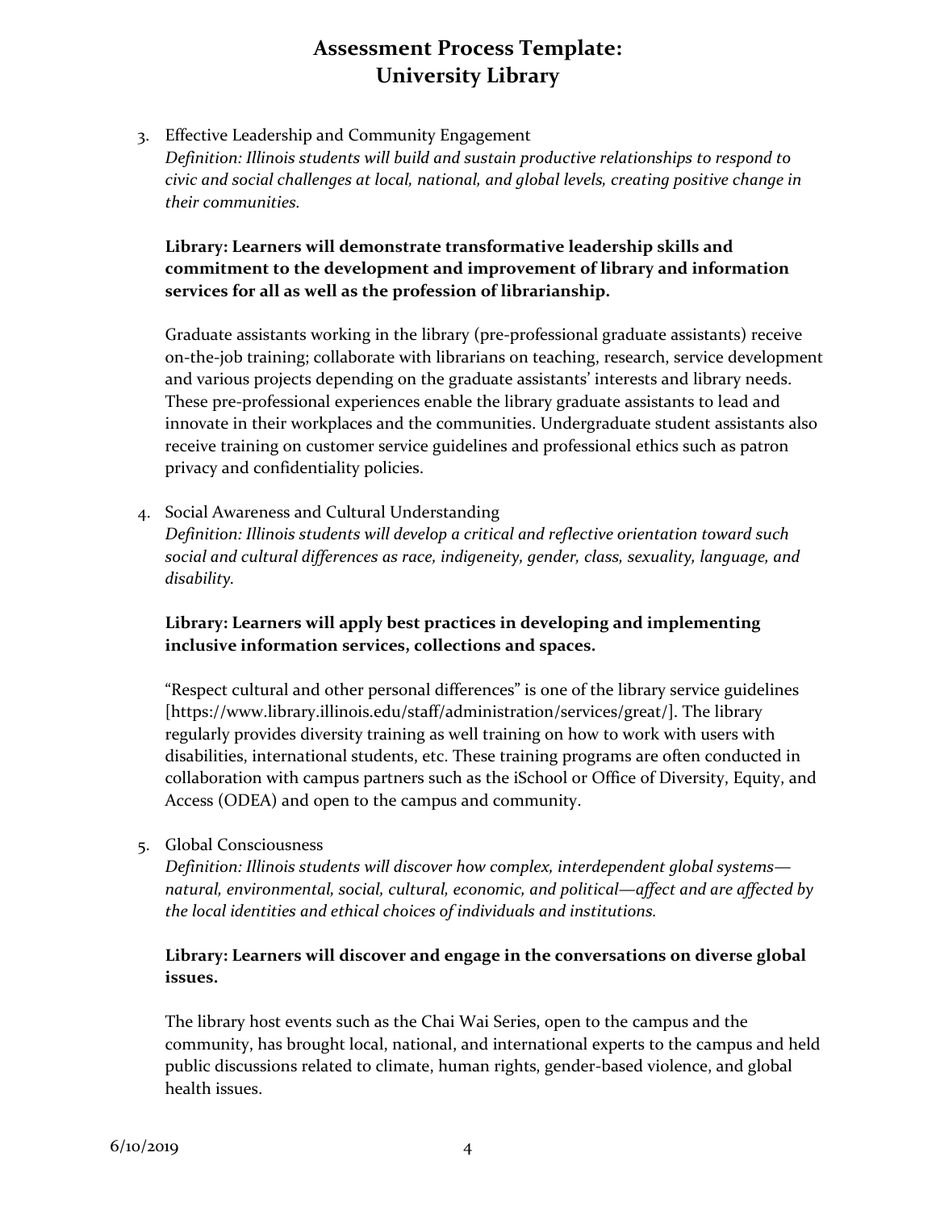3. Effective Leadership and Community Engagement
   *Definition: Illinois students will build and sustain productive relationships to respond to civic and social challenges at local, national, and global levels, creating positive change in their communities.*

   **Library: Learners will demonstrate transformative leadership skills and commitment to the development and improvement of library and information services for all as well as the profession of librarianship.**

   Graduate assistants working in the library (pre-professional graduate assistants) receive on-the-job training; collaborate with librarians on teaching, research, service development and various projects depending on the graduate assistants' interests and library needs. These pre-professional experiences enable the library graduate assistants to lead and innovate in their workplaces and the communities. Undergraduate student assistants also receive training on customer service guidelines and professional ethics such as patron privacy and confidentiality policies.

4. Social Awareness and Cultural Understanding
   *Definition: Illinois students will develop a critical and reflective orientation toward such social and cultural differences as race, indigeneity, gender, class, sexuality, language, and disability.*

   **Library: Learners will apply best practices in developing and implementing inclusive information services, collections and spaces.**

   "Respect cultural and other personal differences" is one of the library service guidelines [https://www.library.illinois.edu/staff/administration/services/great/]. The library regularly provides diversity training as well training on how to work with users with disabilities, international students, etc. These training programs are often conducted in collaboration with campus partners such as the iSchool or Office of Diversity, Equity, and Access (ODEA) and open to the campus and community.

5. Global Consciousness
   *Definition: Illinois students will discover how complex, interdependent global systems—natural, environmental, social, cultural, economic, and political—affect and are affected by the local identities and ethical choices of individuals and institutions.*

   **Library: Learners will discover and engage in the conversations on diverse global issues.**

   The library host events such as the Chai Wai Series, open to the campus and the community, has brought local, national, and international experts to the campus and held public discussions related to climate, human rights, gender-based violence, and global health issues.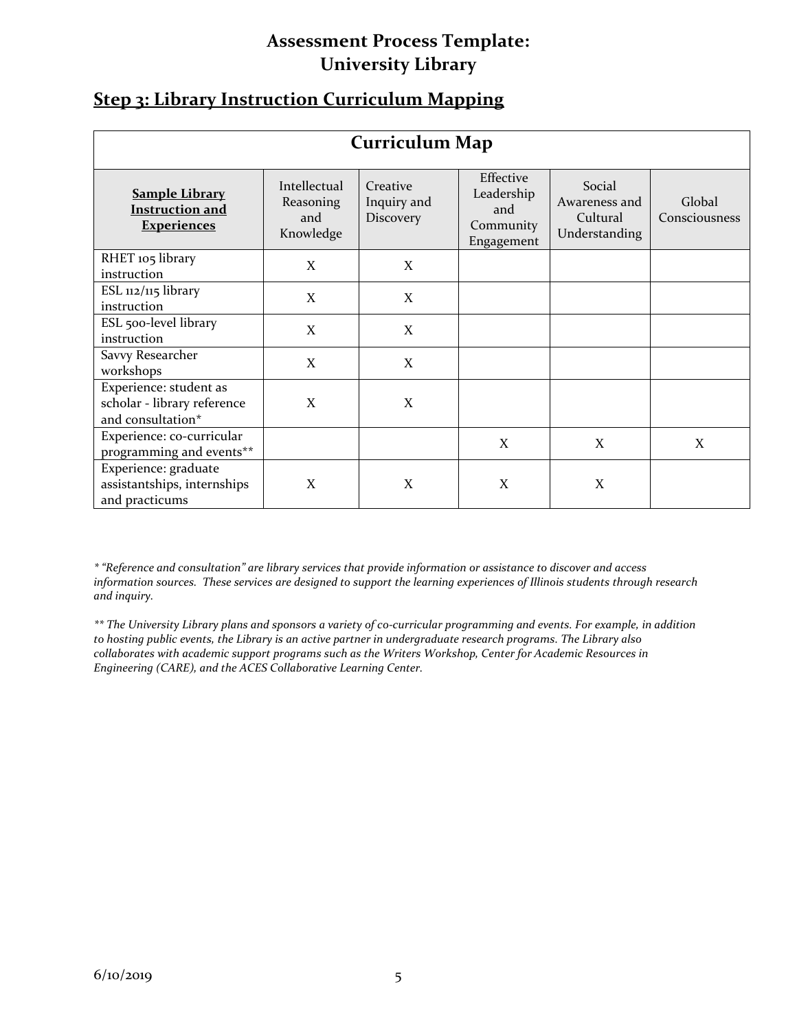# Assessment Process Template: University Library

## Step 3: Library Instruction Curriculum Mapping

| Curriculum Map | | | | | |
|---|---|---|---|---|---|
| **Sample Library Instruction and Experiences** | Intellectual Reasoning and Knowledge | Creative Inquiry and Discovery | Effective Leadership and Community Engagement | Social Awareness and Cultural Understanding | Global Consciousness |
| RHET 105 library instruction | X | X | | | |
| ESL 112/115 library instruction | X | X | | | |
| ESL 500-level library instruction | X | X | | | |
| Savvy Researcher workshops | X | X | | | |
| Experience: student as scholar - library reference and consultation* | X | X | | | |
| Experience: co-curricular programming and events** | | | X | X | X |
| Experience: graduate assistantships, internships and practicums | X | X | X | X | |

*\* "Reference and consultation" are library services that provide information or assistance to discover and access information sources. These services are designed to support the learning experiences of Illinois students through research and inquiry.*

*\*\* The University Library plans and sponsors a variety of co-curricular programming and events. For example, in addition to hosting public events, the Library is an active partner in undergraduate research programs. The Library also collaborates with academic support programs such as the Writers Workshop, Center for Academic Resources in Engineering (CARE), and the ACES Collaborative Learning Center.*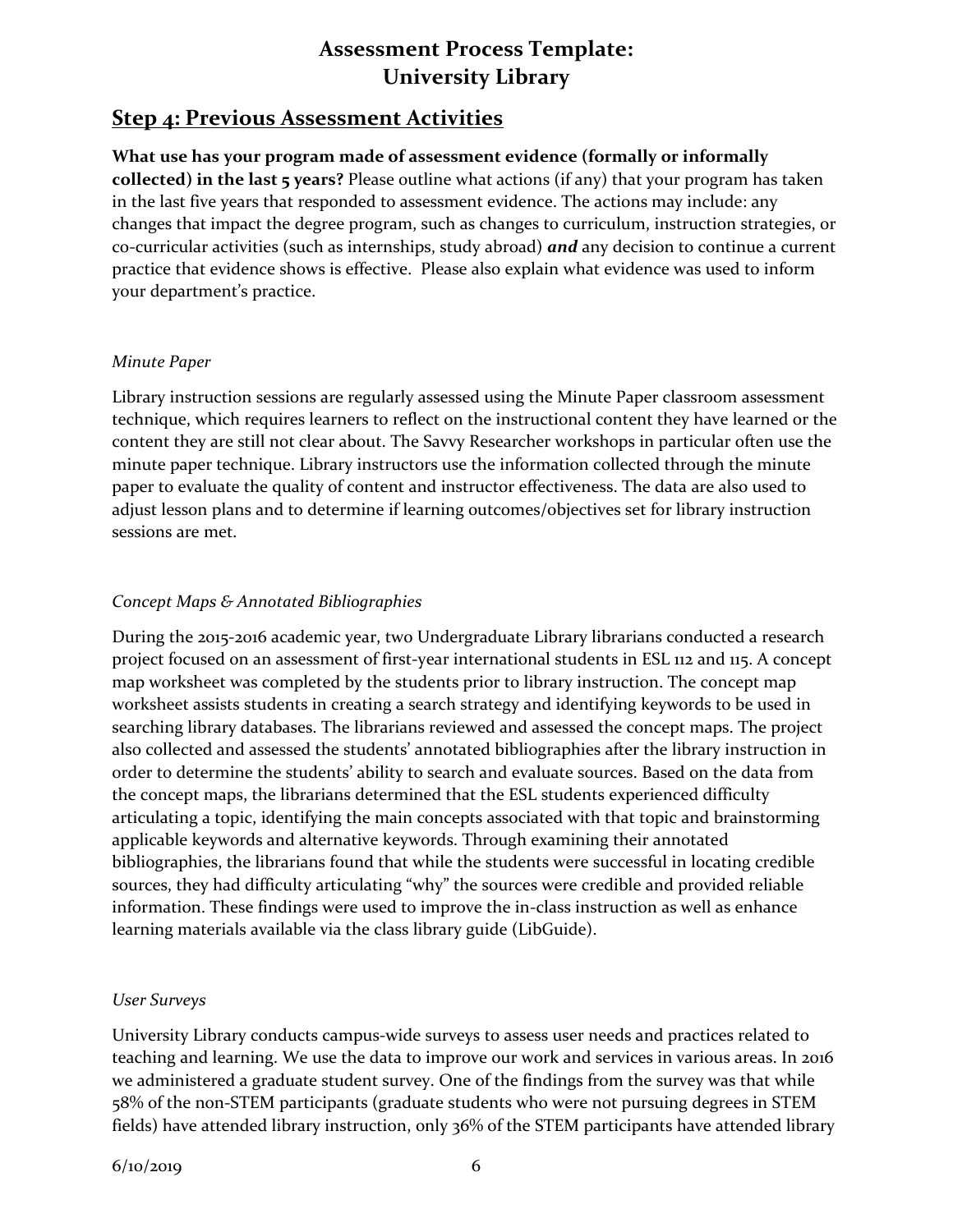# Assessment Process Template: University Library

## Step 4: Previous Assessment Activities

**What use has your program made of assessment evidence (formally or informally collected) in the last 5 years?** Please outline what actions (if any) that your program has taken in the last five years that responded to assessment evidence. The actions may include: any changes that impact the degree program, such as changes to curriculum, instruction strategies, or co-curricular activities (such as internships, study abroad) ***and*** any decision to continue a current practice that evidence shows is effective. Please also explain what evidence was used to inform your department's practice.

*Minute Paper*

Library instruction sessions are regularly assessed using the Minute Paper classroom assessment technique, which requires learners to reflect on the instructional content they have learned or the content they are still not clear about. The Savvy Researcher workshops in particular often use the minute paper technique. Library instructors use the information collected through the minute paper to evaluate the quality of content and instructor effectiveness. The data are also used to adjust lesson plans and to determine if learning outcomes/objectives set for library instruction sessions are met.

*Concept Maps & Annotated Bibliographies*

During the 2015-2016 academic year, two Undergraduate Library librarians conducted a research project focused on an assessment of first-year international students in ESL 112 and 115. A concept map worksheet was completed by the students prior to library instruction. The concept map worksheet assists students in creating a search strategy and identifying keywords to be used in searching library databases. The librarians reviewed and assessed the concept maps. The project also collected and assessed the students' annotated bibliographies after the library instruction in order to determine the students' ability to search and evaluate sources. Based on the data from the concept maps, the librarians determined that the ESL students experienced difficulty articulating a topic, identifying the main concepts associated with that topic and brainstorming applicable keywords and alternative keywords. Through examining their annotated bibliographies, the librarians found that while the students were successful in locating credible sources, they had difficulty articulating "why" the sources were credible and provided reliable information. These findings were used to improve the in-class instruction as well as enhance learning materials available via the class library guide (LibGuide).

*User Surveys*

University Library conducts campus-wide surveys to assess user needs and practices related to teaching and learning. We use the data to improve our work and services in various areas. In 2016 we administered a graduate student survey. One of the findings from the survey was that while 58% of the non-STEM participants (graduate students who were not pursuing degrees in STEM fields) have attended library instruction, only 36% of the STEM participants have attended library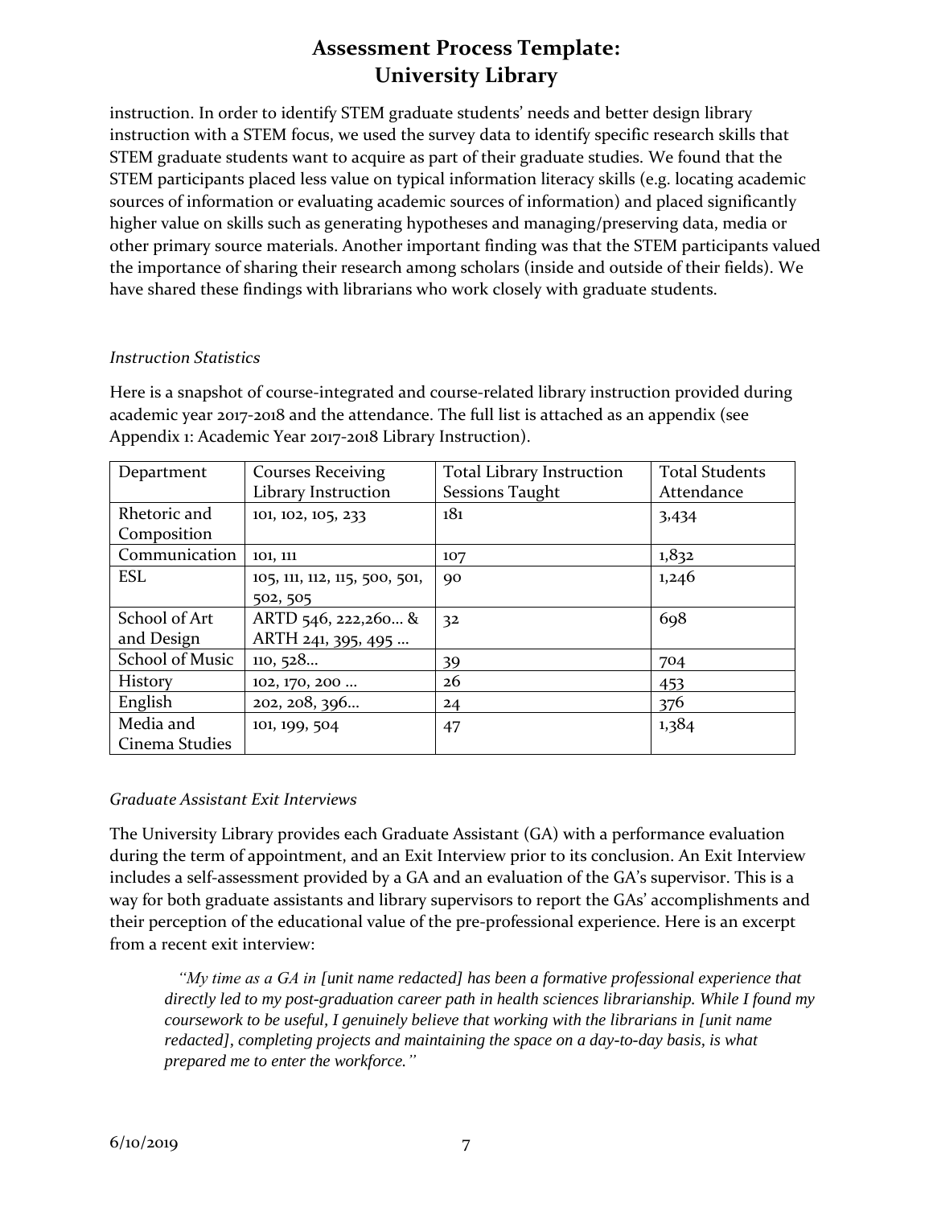instruction. In order to identify STEM graduate students' needs and better design library instruction with a STEM focus, we used the survey data to identify specific research skills that STEM graduate students want to acquire as part of their graduate studies. We found that the STEM participants placed less value on typical information literacy skills (e.g. locating academic sources of information or evaluating academic sources of information) and placed significantly higher value on skills such as generating hypotheses and managing/preserving data, media or other primary source materials. Another important finding was that the STEM participants valued the importance of sharing their research among scholars (inside and outside of their fields). We have shared these findings with librarians who work closely with graduate students.

*Instruction Statistics*

Here is a snapshot of course-integrated and course-related library instruction provided during academic year 2017-2018 and the attendance. The full list is attached as an appendix (see Appendix 1: Academic Year 2017-2018 Library Instruction).

| Department | Courses Receiving Library Instruction | Total Library Instruction Sessions Taught | Total Students Attendance |
|---|---|---|---|
| Rhetoric and Composition | 101, 102, 105, 233 | 181 | 3,434 |
| Communication | 101, 111 | 107 | 1,832 |
| ESL | 105, 111, 112, 115, 500, 501, 502, 505 | 90 | 1,246 |
| School of Art and Design | ARTD 546, 222,260… & ARTH 241, 395, 495 … | 32 | 698 |
| School of Music | 110, 528… | 39 | 704 |
| History | 102, 170, 200 … | 26 | 453 |
| English | 202, 208, 396… | 24 | 376 |
| Media and Cinema Studies | 101, 199, 504 | 47 | 1,384 |

*Graduate Assistant Exit Interviews*

The University Library provides each Graduate Assistant (GA) with a performance evaluation during the term of appointment, and an Exit Interview prior to its conclusion. An Exit Interview includes a self-assessment provided by a GA and an evaluation of the GA's supervisor. This is a way for both graduate assistants and library supervisors to report the GAs' accomplishments and their perception of the educational value of the pre-professional experience. Here is an excerpt from a recent exit interview:

> *"My time as a GA in [unit name redacted] has been a formative professional experience that directly led to my post-graduation career path in health sciences librarianship. While I found my coursework to be useful, I genuinely believe that working with the librarians in [unit name redacted], completing projects and maintaining the space on a day-to-day basis, is what prepared me to enter the workforce."*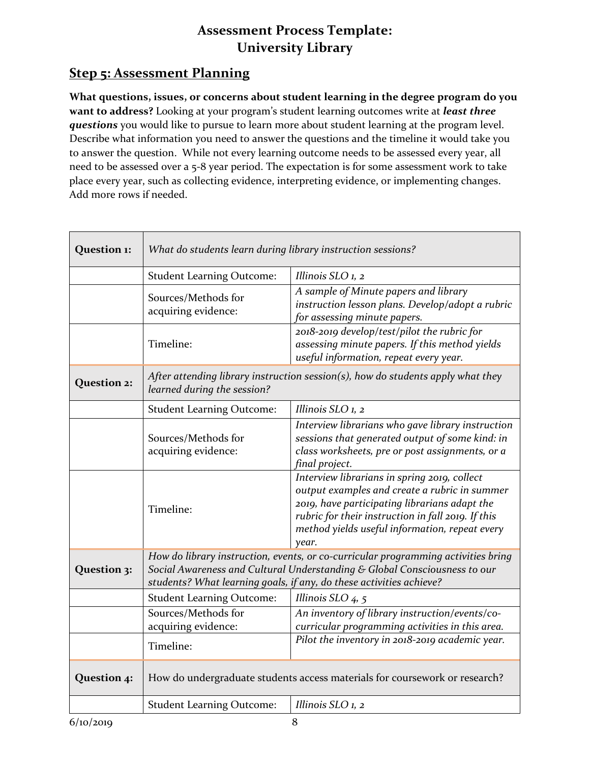# Assessment Process Template: University Library

## Step 5: Assessment Planning

**What questions, issues, or concerns about student learning in the degree program do you want to address?** Looking at your program's student learning outcomes write at ***least three questions*** you would like to pursue to learn more about student learning at the program level. Describe what information you need to answer the questions and the timeline it would take you to answer the question. While not every learning outcome needs to be assessed every year, all need to be assessed over a 5-8 year period. The expectation is for some assessment work to take place every year, such as collecting evidence, interpreting evidence, or implementing changes. Add more rows if needed.

| **Question 1:** | *What do students learn during library instruction sessions?* | |
|---|---|---|
| | Student Learning Outcome: | *Illinois SLO 1, 2* |
| | Sources/Methods for acquiring evidence: | *A sample of Minute papers and library instruction lesson plans. Develop/adopt a rubric for assessing minute papers.* |
| | Timeline: | *2018-2019 develop/test/pilot the rubric for assessing minute papers. If this method yields useful information, repeat every year.* |
| **Question 2:** | *After attending library instruction session(s), how do students apply what they learned during the session?* | |
| | Student Learning Outcome: | *Illinois SLO 1, 2* |
| | Sources/Methods for acquiring evidence: | *Interview librarians who gave library instruction sessions that generated output of some kind: in class worksheets, pre or post assignments, or a final project.* |
| | Timeline: | *Interview librarians in spring 2019, collect output examples and create a rubric in summer 2019, have participating librarians adapt the rubric for their instruction in fall 2019. If this method yields useful information, repeat every year.* |
| **Question 3:** | *How do library instruction, events, or co-curricular programming activities bring Social Awareness and Cultural Understanding & Global Consciousness to our students? What learning goals, if any, do these activities achieve?* | |
| | Student Learning Outcome: | *Illinois SLO 4, 5* |
| | Sources/Methods for acquiring evidence: | *An inventory of library instruction/events/co-curricular programming activities in this area.* |
| | Timeline: | *Pilot the inventory in 2018-2019 academic year.* |
| **Question 4:** | How do undergraduate students access materials for coursework or research? | |
| | Student Learning Outcome: | *Illinois SLO 1, 2* |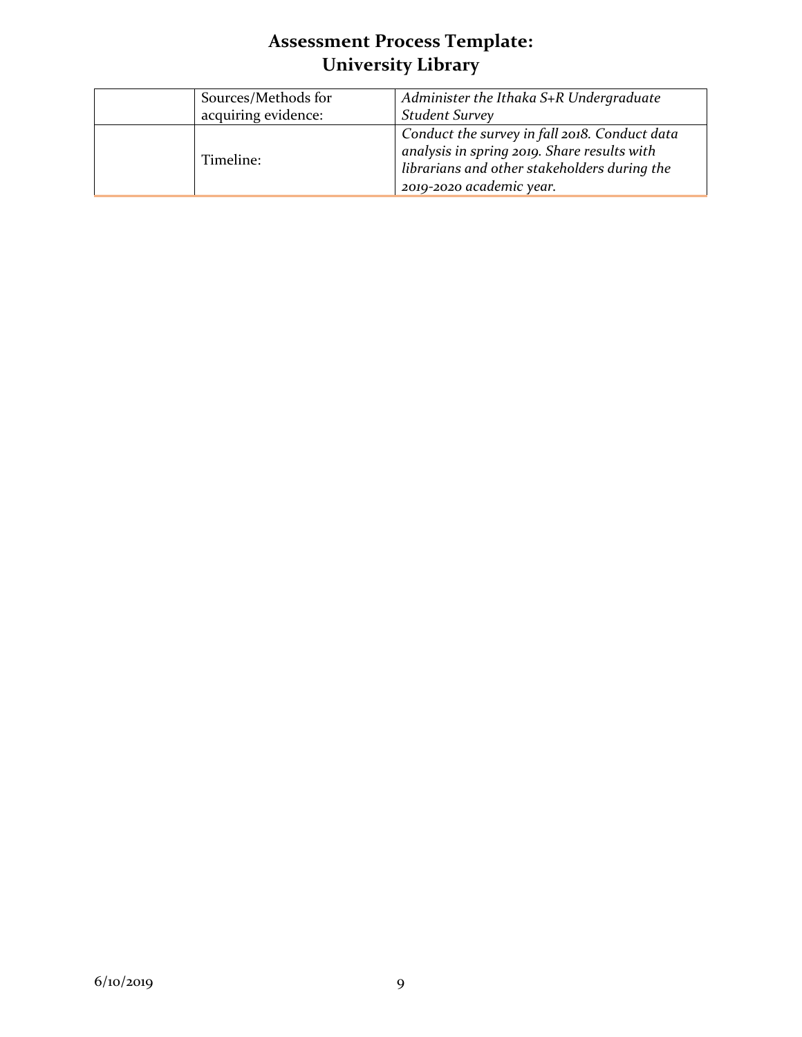# Assessment Process Template: University Library

| | | |
|---|---|---|
| | Sources/Methods for acquiring evidence: | *Administer the Ithaka S+R Undergraduate Student Survey* |
| | Timeline: | *Conduct the survey in fall 2018. Conduct data analysis in spring 2019. Share results with librarians and other stakeholders during the 2019-2020 academic year.* |

6/10/2019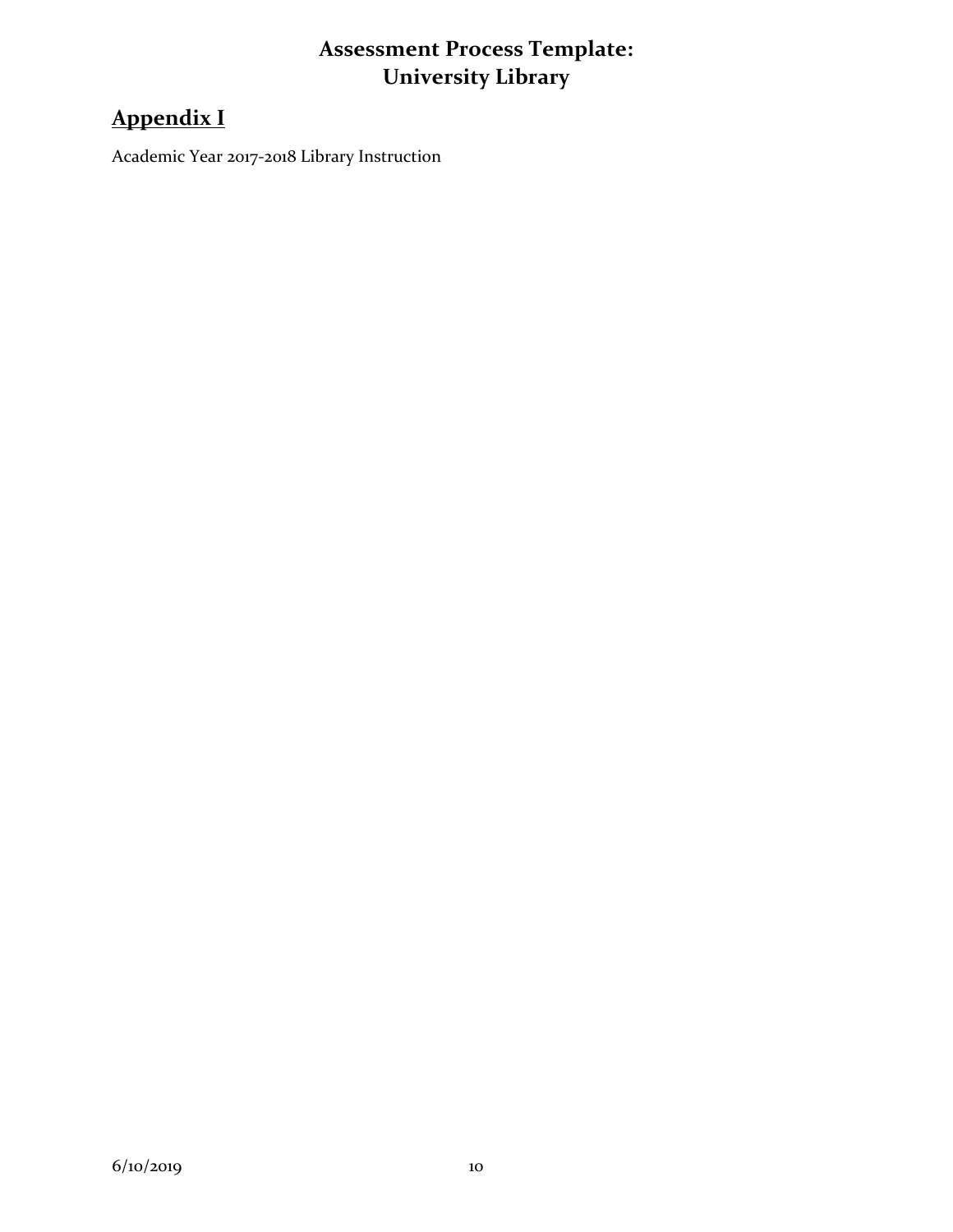## Appendix I

Academic Year 2017-2018 Library Instruction